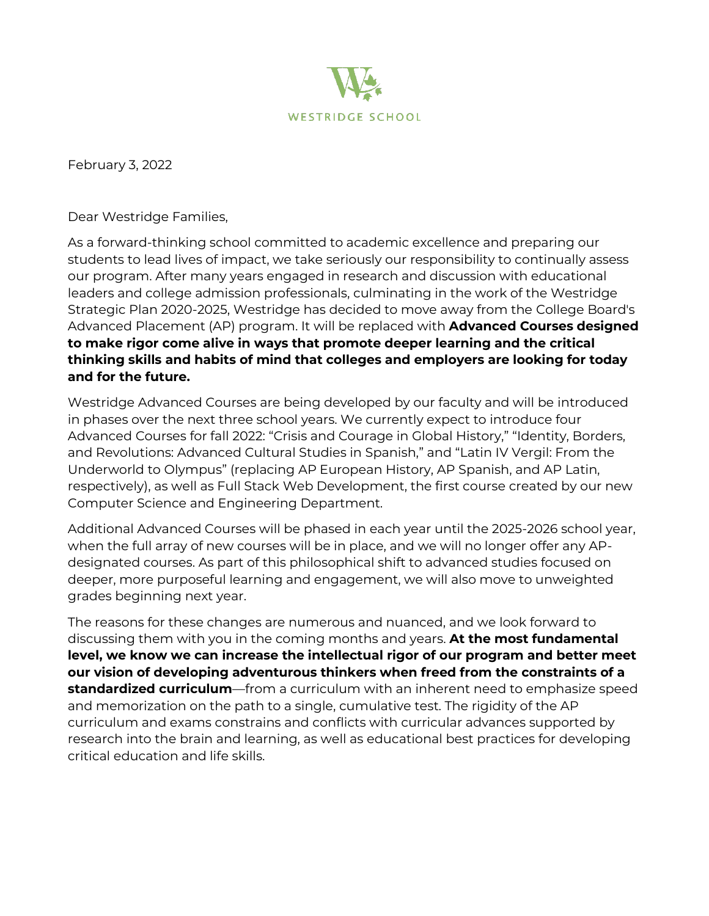WESTRIDGE SCHOOL

February 3, 2022

Dear Westridge Families,

As a forward-thinking school committed to academic excellence and preparing our students to lead lives of impact, we take seriously our responsibility to continually assess our program. After many years engaged in research and discussion with educational leaders and college admission professionals, culminating in the work of the Westridge Strategic Plan 2020-2025, Westridge has decided to move away from the College Board's Advanced Placement (AP) program. It will be replaced with **Advanced Courses designed to make rigor come alive in ways that promote deeper learning and the critical thinking skills and habits of mind that colleges and employers are looking for today and for the future.**

Westridge Advanced Courses are being developed by our faculty and will be introduced in phases over the next three school years. We currently expect to introduce four Advanced Courses for fall 2022: "Crisis and Courage in Global History," "Identity, Borders, and Revolutions: Advanced Cultural Studies in Spanish," and "Latin IV Vergil: From the Underworld to Olympus" (replacing AP European History, AP Spanish, and AP Latin, respectively), as well as Full Stack Web Development, the first course created by our new Computer Science and Engineering Department.

Additional Advanced Courses will be phased in each year until the 2025-2026 school year, when the full array of new courses will be in place, and we will no longer offer any AP-designated courses. As part of this philosophical shift to advanced studies focused on deeper, more purposeful learning and engagement, we will also move to unweighted grades beginning next year.

The reasons for these changes are numerous and nuanced, and we look forward to discussing them with you in the coming months and years. **At the most fundamental level, we know we can increase the intellectual rigor of our program and better meet our vision of developing adventurous thinkers when freed from the constraints of a standardized curriculum**—from a curriculum with an inherent need to emphasize speed and memorization on the path to a single, cumulative test. The rigidity of the AP curriculum and exams constrains and conflicts with curricular advances supported by research into the brain and learning, as well as educational best practices for developing critical education and life skills.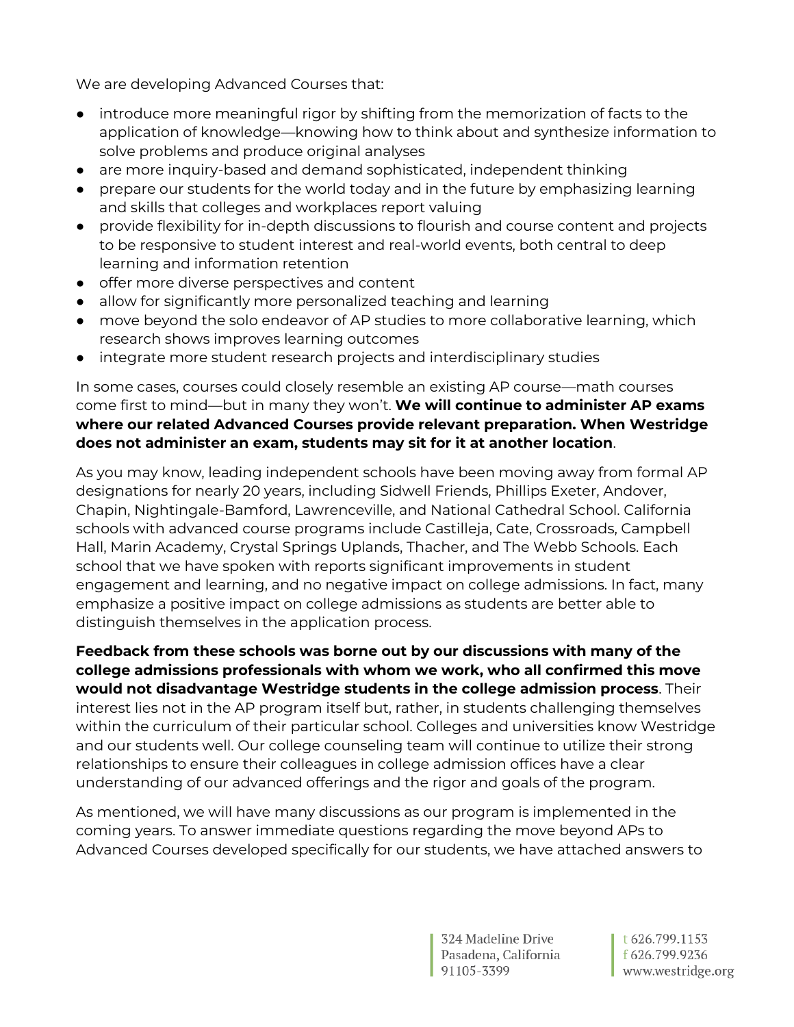We are developing Advanced Courses that:

- introduce more meaningful rigor by shifting from the memorization of facts to the application of knowledge—knowing how to think about and synthesize information to solve problems and produce original analyses
- are more inquiry-based and demand sophisticated, independent thinking
- prepare our students for the world today and in the future by emphasizing learning and skills that colleges and workplaces report valuing
- provide flexibility for in-depth discussions to flourish and course content and projects to be responsive to student interest and real-world events, both central to deep learning and information retention
- offer more diverse perspectives and content
- allow for significantly more personalized teaching and learning
- move beyond the solo endeavor of AP studies to more collaborative learning, which research shows improves learning outcomes
- integrate more student research projects and interdisciplinary studies

In some cases, courses could closely resemble an existing AP course—math courses come first to mind—but in many they won't. **We will continue to administer AP exams where our related Advanced Courses provide relevant preparation. When Westridge does not administer an exam, students may sit for it at another location**.

As you may know, leading independent schools have been moving away from formal AP designations for nearly 20 years, including Sidwell Friends, Phillips Exeter, Andover, Chapin, Nightingale-Bamford, Lawrenceville, and National Cathedral School. California schools with advanced course programs include Castilleja, Cate, Crossroads, Campbell Hall, Marin Academy, Crystal Springs Uplands, Thacher, and The Webb Schools. Each school that we have spoken with reports significant improvements in student engagement and learning, and no negative impact on college admissions. In fact, many emphasize a positive impact on college admissions as students are better able to distinguish themselves in the application process.

**Feedback from these schools was borne out by our discussions with many of the college admissions professionals with whom we work, who all confirmed this move would not disadvantage Westridge students in the college admission process**. Their interest lies not in the AP program itself but, rather, in students challenging themselves within the curriculum of their particular school. Colleges and universities know Westridge and our students well. Our college counseling team will continue to utilize their strong relationships to ensure their colleagues in college admission offices have a clear understanding of our advanced offerings and the rigor and goals of the program.

As mentioned, we will have many discussions as our program is implemented in the coming years. To answer immediate questions regarding the move beyond APs to Advanced Courses developed specifically for our students, we have attached answers to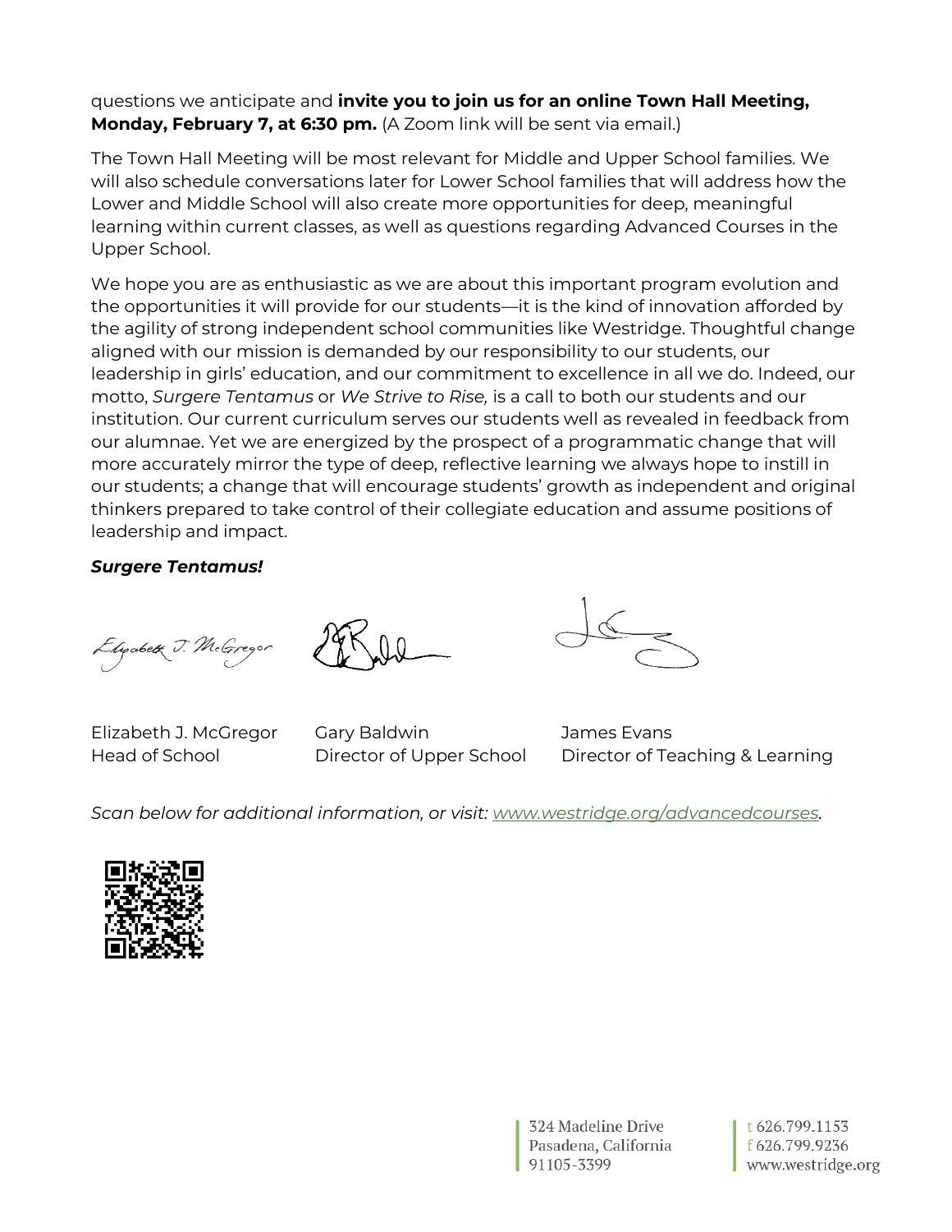questions we anticipate and **invite you to join us for an online Town Hall Meeting, Monday, February 7, at 6:30 pm.** (A Zoom link will be sent via email.)

The Town Hall Meeting will be most relevant for Middle and Upper School families. We will also schedule conversations later for Lower School families that will address how the Lower and Middle School will also create more opportunities for deep, meaningful learning within current classes, as well as questions regarding Advanced Courses in the Upper School.

We hope you are as enthusiastic as we are about this important program evolution and the opportunities it will provide for our students—it is the kind of innovation afforded by the agility of strong independent school communities like Westridge. Thoughtful change aligned with our mission is demanded by our responsibility to our students, our leadership in girls' education, and our commitment to excellence in all we do. Indeed, our motto, *Surgere Tentamus* or *We Strive to Rise,* is a call to both our students and our institution. Our current curriculum serves our students well as revealed in feedback from our alumnae. Yet we are energized by the prospect of a programmatic change that will more accurately mirror the type of deep, reflective learning we always hope to instill in our students; a change that will encourage students' growth as independent and original thinkers prepared to take control of their collegiate education and assume positions of leadership and impact.

***Surgere Tentamus!***

Elizabeth J. McGregor
Head of School

Gary Baldwin
Director of Upper School

James Evans
Director of Teaching & Learning

*Scan below for additional information, or visit: [www.westridge.org/advancedcourses](http://www.westridge.org/advancedcourses).*